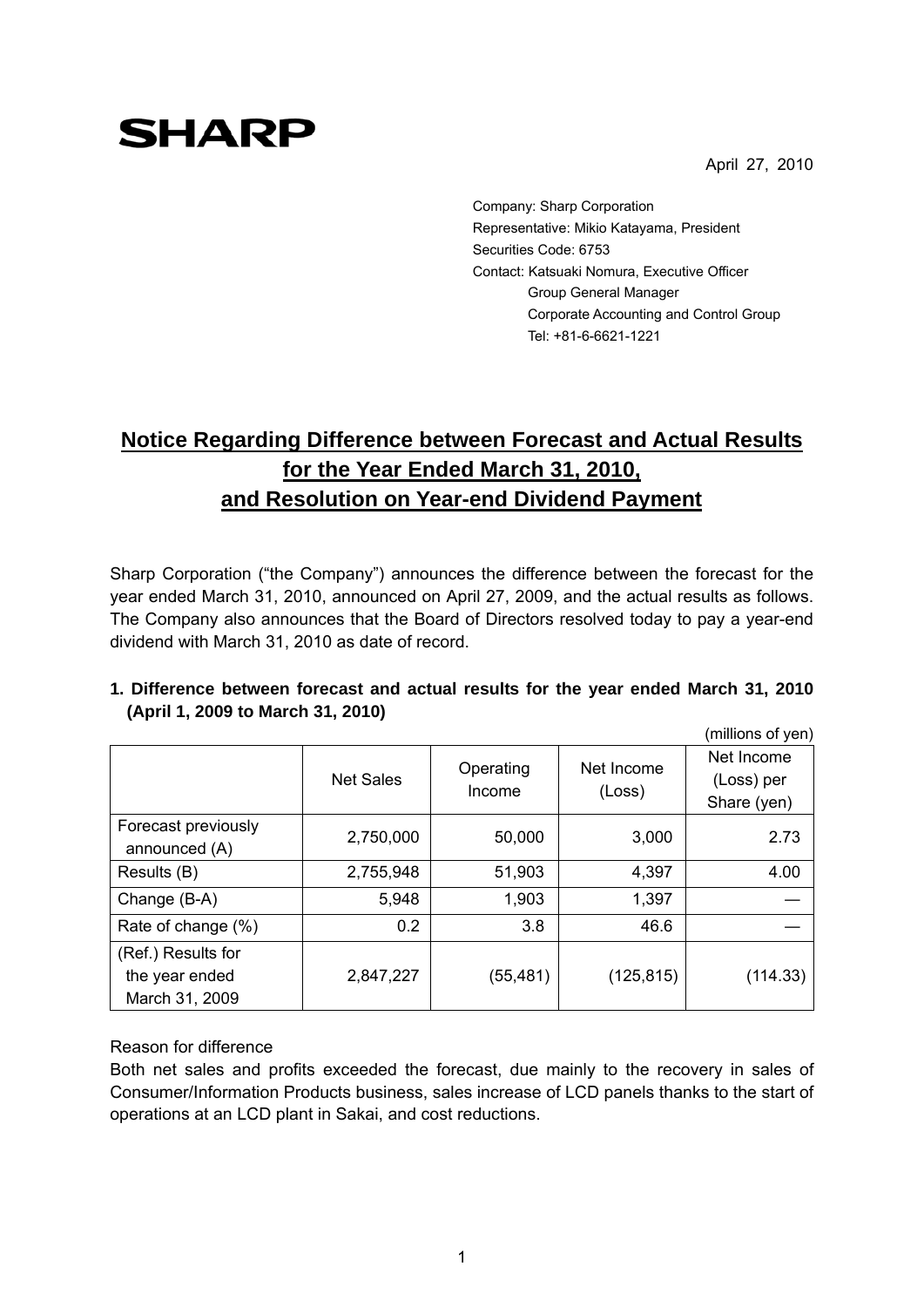SHARP

April 27, 2010

Company: Sharp Corporation
Representative: Mikio Katayama, President
Securities Code: 6753
Contact: Katsuaki Nomura, Executive Officer
Group General Manager
Corporate Accounting and Control Group
Tel: +81-6-6621-1221

# Notice Regarding Difference between Forecast and Actual Results for the Year Ended March 31, 2010, and Resolution on Year-end Dividend Payment

Sharp Corporation ("the Company") announces the difference between the forecast for the year ended March 31, 2010, announced on April 27, 2009, and the actual results as follows. The Company also announces that the Board of Directors resolved today to pay a year-end dividend with March 31, 2010 as date of record.

**1. Difference between forecast and actual results for the year ended March 31, 2010 (April 1, 2009 to March 31, 2010)**

(millions of yen)

| | Net Sales | Operating Income | Net Income (Loss) | Net Income (Loss) per Share (yen) |
|---|---|---|---|---|
| Forecast previously announced (A) | 2,750,000 | 50,000 | 3,000 | 2.73 |
| Results (B) | 2,755,948 | 51,903 | 4,397 | 4.00 |
| Change (B-A) | 5,948 | 1,903 | 1,397 | — |
| Rate of change (%) | 0.2 | 3.8 | 46.6 | — |
| (Ref.) Results for the year ended March 31, 2009 | 2,847,227 | (55,481) | (125,815) | (114.33) |

Reason for difference

Both net sales and profits exceeded the forecast, due mainly to the recovery in sales of Consumer/Information Products business, sales increase of LCD panels thanks to the start of operations at an LCD plant in Sakai, and cost reductions.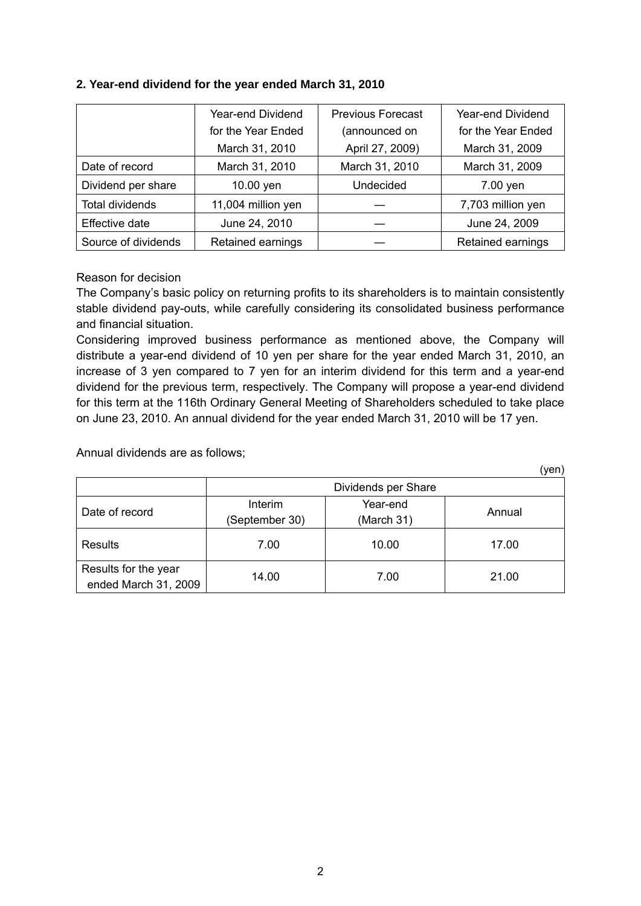## 2. Year-end dividend for the year ended March 31, 2010

| | Year-end Dividend for the Year Ended March 31, 2010 | Previous Forecast (announced on April 27, 2009) | Year-end Dividend for the Year Ended March 31, 2009 |
|---|---|---|---|
| Date of record | March 31, 2010 | March 31, 2010 | March 31, 2009 |
| Dividend per share | 10.00 yen | Undecided | 7.00 yen |
| Total dividends | 11,004 million yen | — | 7,703 million yen |
| Effective date | June 24, 2010 | — | June 24, 2009 |
| Source of dividends | Retained earnings | — | Retained earnings |

Reason for decision

The Company's basic policy on returning profits to its shareholders is to maintain consistently stable dividend pay-outs, while carefully considering its consolidated business performance and financial situation.

Considering improved business performance as mentioned above, the Company will distribute a year-end dividend of 10 yen per share for the year ended March 31, 2010, an increase of 3 yen compared to 7 yen for an interim dividend for this term and a year-end dividend for the previous term, respectively. The Company will propose a year-end dividend for this term at the 116th Ordinary General Meeting of Shareholders scheduled to take place on June 23, 2010. An annual dividend for the year ended March 31, 2010 will be 17 yen.

Annual dividends are as follows;

(yen)

| | Dividends per Share | | |
|---|---|---|---|
| Date of record | Interim (September 30) | Year-end (March 31) | Annual |
| Results | 7.00 | 10.00 | 17.00 |
| Results for the year ended March 31, 2009 | 14.00 | 7.00 | 21.00 |